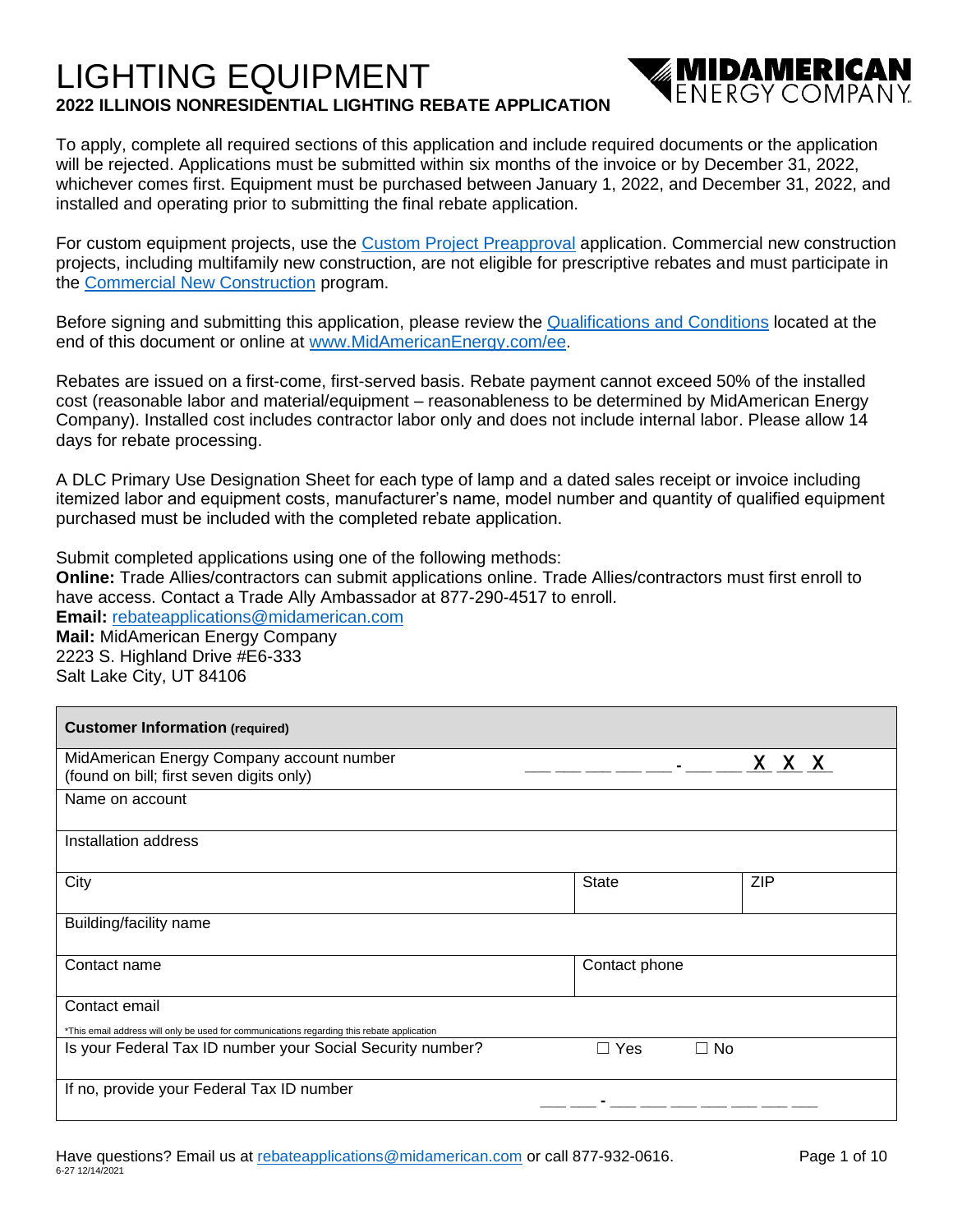# LIGHTING EQUIPMENT

## 2022 ILLINOIS NONRESIDENTIAL LIGHTING REBATE APPLICATION

MIDAMERICAN ENERGY COMPANY

To apply, complete all required sections of this application and include required documents or the application will be rejected. Applications must be submitted within six months of the invoice or by December 31, 2022, whichever comes first. Equipment must be purchased between January 1, 2022, and December 31, 2022, and installed and operating prior to submitting the final rebate application.

For custom equipment projects, use the Custom Project Preapproval application. Commercial new construction projects, including multifamily new construction, are not eligible for prescriptive rebates and must participate in the Commercial New Construction program.

Before signing and submitting this application, please review the Qualifications and Conditions located at the end of this document or online at www.MidAmericanEnergy.com/ee.

Rebates are issued on a first-come, first-served basis. Rebate payment cannot exceed 50% of the installed cost (reasonable labor and material/equipment – reasonableness to be determined by MidAmerican Energy Company). Installed cost includes contractor labor only and does not include internal labor. Please allow 14 days for rebate processing.

A DLC Primary Use Designation Sheet for each type of lamp and a dated sales receipt or invoice including itemized labor and equipment costs, manufacturer's name, model number and quantity of qualified equipment purchased must be included with the completed rebate application.

Submit completed applications using one of the following methods:
**Online:** Trade Allies/contractors can submit applications online. Trade Allies/contractors must first enroll to have access. Contact a Trade Ally Ambassador at 877-290-4517 to enroll.
**Email:** rebateapplications@midamerican.com
**Mail:** MidAmerican Energy Company
2223 S. Highland Drive #E6-333
Salt Lake City, UT 84106

| **Customer Information** (required) | | |
|---|---|---|
| MidAmerican Energy Company account number (found on bill; first seven digits only) | ___ ___ ___ ___ ___ - ___ ___ X X X | |
| Name on account | | |
| Installation address | | |
| City | State | ZIP |
| Building/facility name | | |
| Contact name | Contact phone | |
| Contact email<br>*This email address will only be used for communications regarding this rebate application | | |
| Is your Federal Tax ID number your Social Security number? | ☐ Yes ☐ No | |
| If no, provide your Federal Tax ID number | ___ ___ - ___ ___ ___ ___ ___ ___ ___ | |

Have questions? Email us at rebateapplications@midamerican.com or call 877-932-0616.

6-27 12/14/2021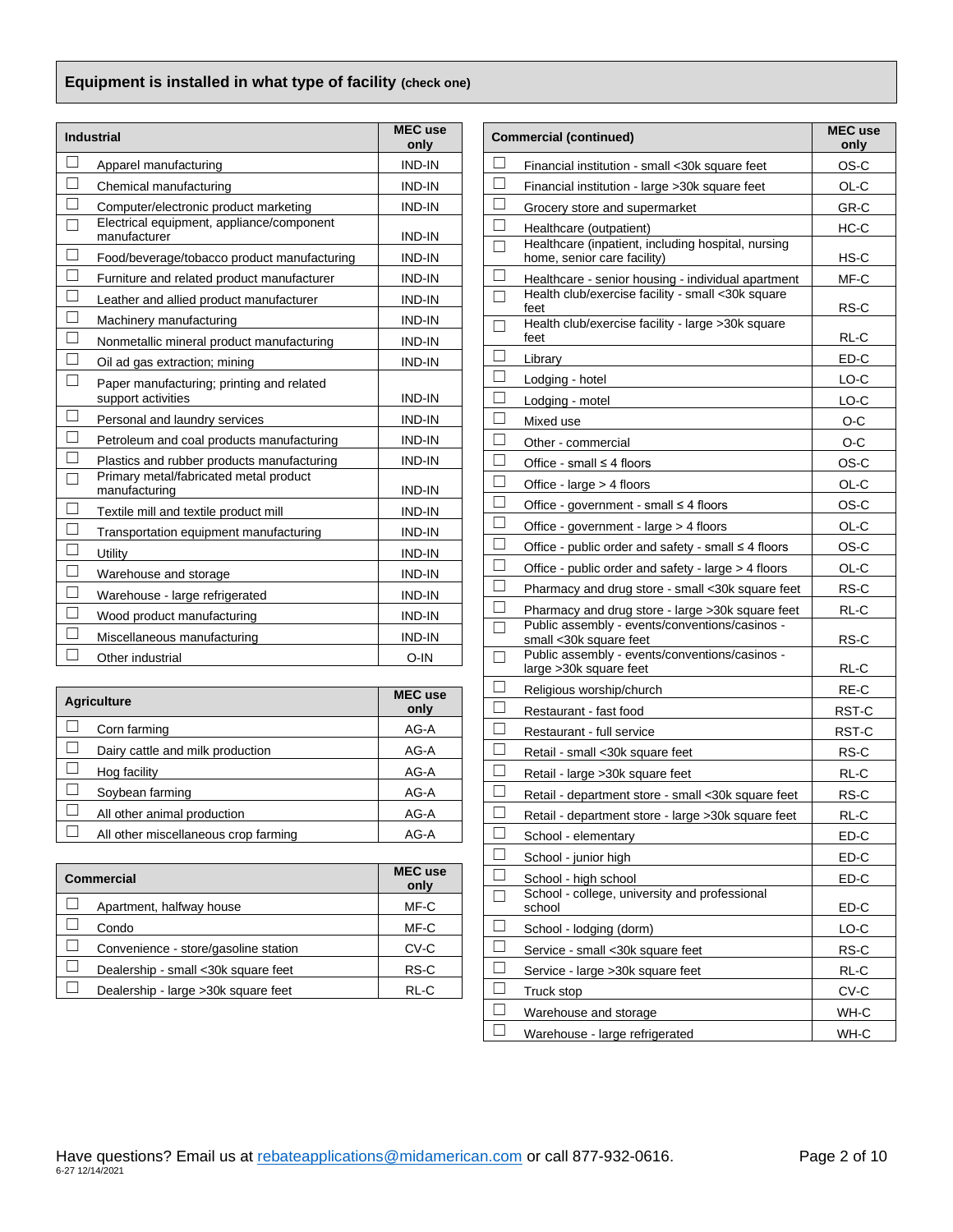## Equipment is installed in what type of facility (check one)

| | Industrial | MEC use only |
|---|---|---|
| ☐ | Apparel manufacturing | IND-IN |
| ☐ | Chemical manufacturing | IND-IN |
| ☐ | Computer/electronic product marketing | IND-IN |
| ☐ | Electrical equipment, appliance/component manufacturer | IND-IN |
| ☐ | Food/beverage/tobacco product manufacturing | IND-IN |
| ☐ | Furniture and related product manufacturer | IND-IN |
| ☐ | Leather and allied product manufacturer | IND-IN |
| ☐ | Machinery manufacturing | IND-IN |
| ☐ | Nonmetallic mineral product manufacturing | IND-IN |
| ☐ | Oil ad gas extraction; mining | IND-IN |
| ☐ | Paper manufacturing; printing and related support activities | IND-IN |
| ☐ | Personal and laundry services | IND-IN |
| ☐ | Petroleum and coal products manufacturing | IND-IN |
| ☐ | Plastics and rubber products manufacturing | IND-IN |
| ☐ | Primary metal/fabricated metal product manufacturing | IND-IN |
| ☐ | Textile mill and textile product mill | IND-IN |
| ☐ | Transportation equipment manufacturing | IND-IN |
| ☐ | Utility | IND-IN |
| ☐ | Warehouse and storage | IND-IN |
| ☐ | Warehouse - large refrigerated | IND-IN |
| ☐ | Wood product manufacturing | IND-IN |
| ☐ | Miscellaneous manufacturing | IND-IN |
| ☐ | Other industrial | O-IN |

| | Agriculture | MEC use only |
|---|---|---|
| ☐ | Corn farming | AG-A |
| ☐ | Dairy cattle and milk production | AG-A |
| ☐ | Hog facility | AG-A |
| ☐ | Soybean farming | AG-A |
| ☐ | All other animal production | AG-A |
| ☐ | All other miscellaneous crop farming | AG-A |

| | Commercial | MEC use only |
|---|---|---|
| ☐ | Apartment, halfway house | MF-C |
| ☐ | Condo | MF-C |
| ☐ | Convenience - store/gasoline station | CV-C |
| ☐ | Dealership - small <30k square feet | RS-C |
| ☐ | Dealership - large >30k square feet | RL-C |

| | Commercial (continued) | MEC use only |
|---|---|---|
| ☐ | Financial institution - small <30k square feet | OS-C |
| ☐ | Financial institution - large >30k square feet | OL-C |
| ☐ | Grocery store and supermarket | GR-C |
| ☐ | Healthcare (outpatient) | HC-C |
| ☐ | Healthcare (inpatient, including hospital, nursing home, senior care facility) | HS-C |
| ☐ | Healthcare - senior housing - individual apartment | MF-C |
| ☐ | Health club/exercise facility - small <30k square feet | RS-C |
| ☐ | Health club/exercise facility - large >30k square feet | RL-C |
| ☐ | Library | ED-C |
| ☐ | Lodging - hotel | LO-C |
| ☐ | Lodging - motel | LO-C |
| ☐ | Mixed use | O-C |
| ☐ | Other - commercial | O-C |
| ☐ | Office - small ≤ 4 floors | OS-C |
| ☐ | Office - large > 4 floors | OL-C |
| ☐ | Office - government - small ≤ 4 floors | OS-C |
| ☐ | Office - government - large > 4 floors | OL-C |
| ☐ | Office - public order and safety - small ≤ 4 floors | OS-C |
| ☐ | Office - public order and safety - large > 4 floors | OL-C |
| ☐ | Pharmacy and drug store - small <30k square feet | RS-C |
| ☐ | Pharmacy and drug store - large >30k square feet | RL-C |
| ☐ | Public assembly - events/conventions/casinos - small <30k square feet | RS-C |
| ☐ | Public assembly - events/conventions/casinos - large >30k square feet | RL-C |
| ☐ | Religious worship/church | RE-C |
| ☐ | Restaurant - fast food | RST-C |
| ☐ | Restaurant - full service | RST-C |
| ☐ | Retail - small <30k square feet | RS-C |
| ☐ | Retail - large >30k square feet | RL-C |
| ☐ | Retail - department store - small <30k square feet | RS-C |
| ☐ | Retail - department store - large >30k square feet | RL-C |
| ☐ | School - elementary | ED-C |
| ☐ | School - junior high | ED-C |
| ☐ | School - high school | ED-C |
| ☐ | School - college, university and professional school | ED-C |
| ☐ | School - lodging (dorm) | LO-C |
| ☐ | Service - small <30k square feet | RS-C |
| ☐ | Service - large >30k square feet | RL-C |
| ☐ | Truck stop | CV-C |
| ☐ | Warehouse and storage | WH-C |
| ☐ | Warehouse - large refrigerated | WH-C |

Have questions? Email us at rebateapplications@midamerican.com or call 877-932-0616.

6-27 12/14/2021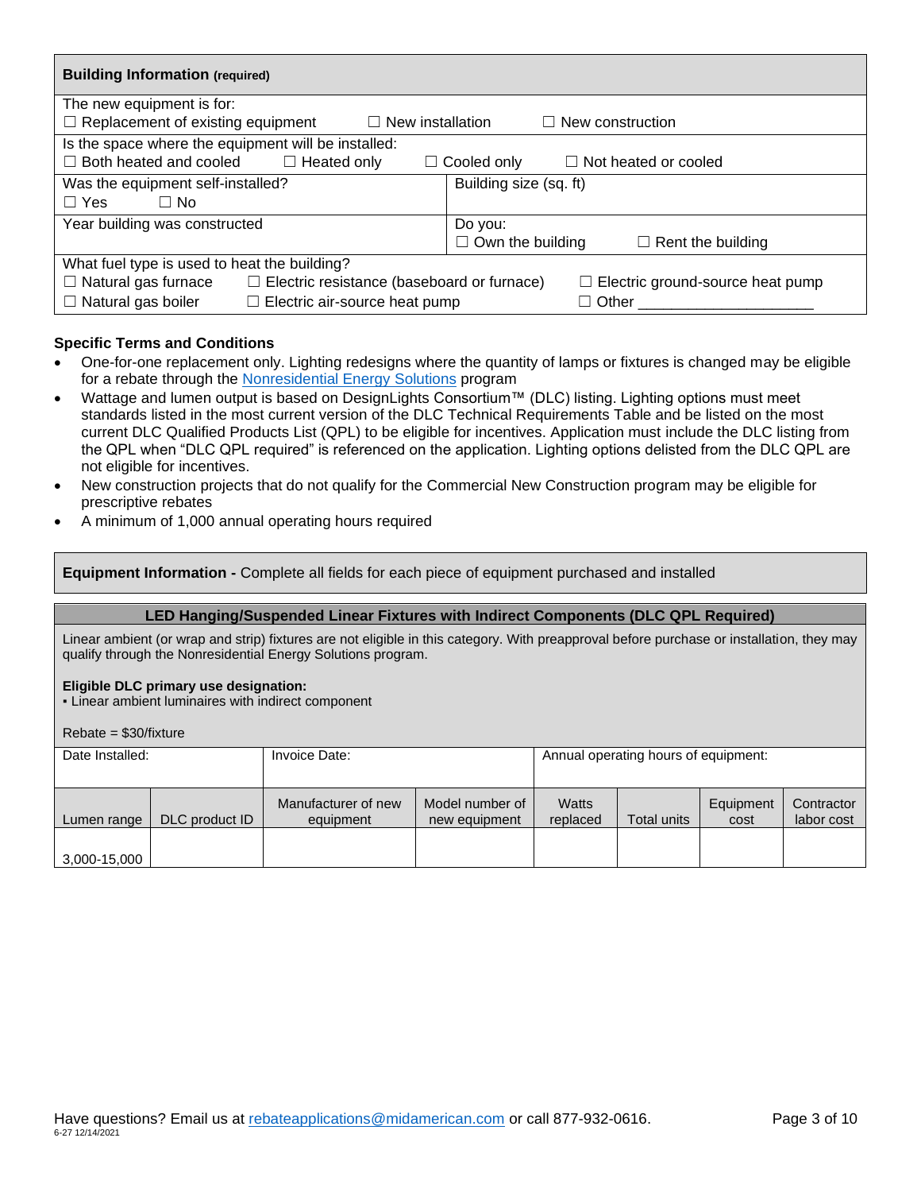## Building Information (required)

The new equipment is for:
☐ Replacement of existing equipment ☐ New installation ☐ New construction

Is the space where the equipment will be installed:
☐ Both heated and cooled ☐ Heated only ☐ Cooled only ☐ Not heated or cooled

| Was the equipment self-installed? ☐ Yes ☐ No | Building size (sq. ft) |
|---|---|
| Year building was constructed | Do you: ☐ Own the building ☐ Rent the building |

What fuel type is used to heat the building?
☐ Natural gas furnace ☐ Electric resistance (baseboard or furnace) ☐ Electric ground-source heat pump
☐ Natural gas boiler ☐ Electric air-source heat pump ☐ Other ____________________

### Specific Terms and Conditions

- One-for-one replacement only. Lighting redesigns where the quantity of lamps or fixtures is changed may be eligible for a rebate through the Nonresidential Energy Solutions program
- Wattage and lumen output is based on DesignLights Consortium™ (DLC) listing. Lighting options must meet standards listed in the most current version of the DLC Technical Requirements Table and be listed on the most current DLC Qualified Products List (QPL) to be eligible for incentives. Application must include the DLC listing from the QPL when "DLC QPL required" is referenced on the application. Lighting options delisted from the DLC QPL are not eligible for incentives.
- New construction projects that do not qualify for the Commercial New Construction program may be eligible for prescriptive rebates
- A minimum of 1,000 annual operating hours required

## Equipment Information - Complete all fields for each piece of equipment purchased and installed

### LED Hanging/Suspended Linear Fixtures with Indirect Components (DLC QPL Required)

Linear ambient (or wrap and strip) fixtures are not eligible in this category. With preapproval before purchase or installation, they may qualify through the Nonresidential Energy Solutions program.

**Eligible DLC primary use designation:**
▪ Linear ambient luminaires with indirect component

Rebate = $30/fixture

| Date Installed: | | Invoice Date: | | Annual operating hours of equipment: | | | |
|---|---|---|---|---|---|---|---|
| Lumen range | DLC product ID | Manufacturer of new equipment | Model number of new equipment | Watts replaced | Total units | Equipment cost | Contractor labor cost |
| 3,000-15,000 | | | | | | | |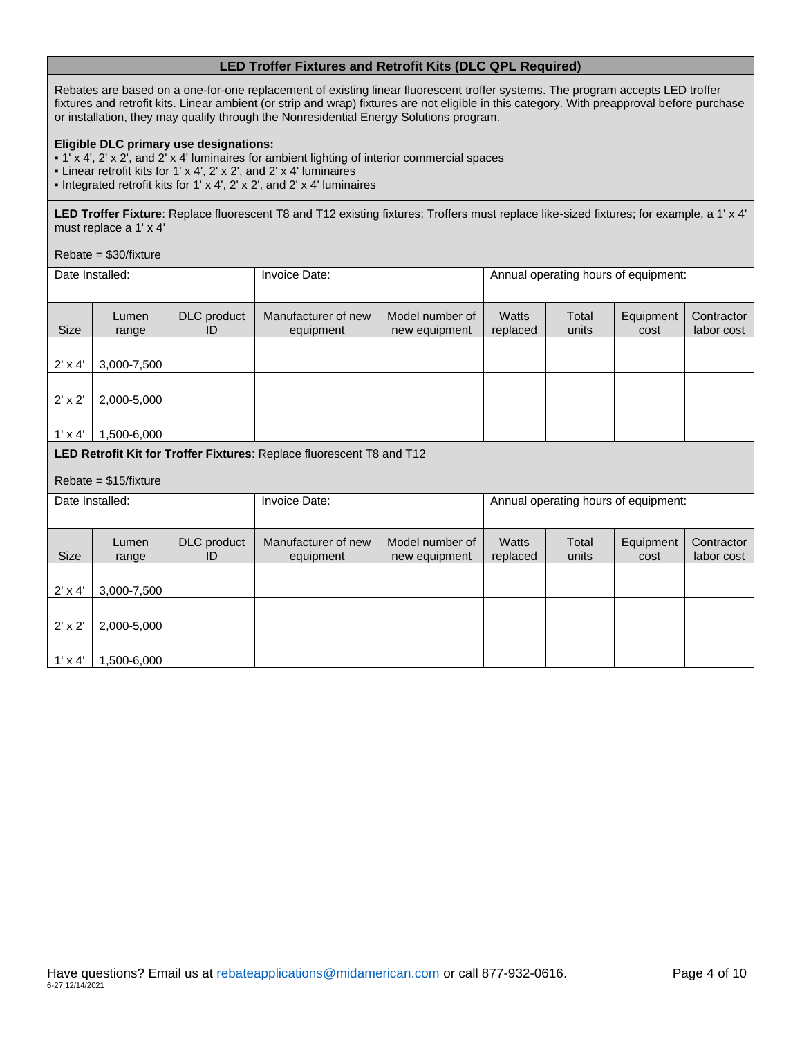## LED Troffer Fixtures and Retrofit Kits (DLC QPL Required)

Rebates are based on a one-for-one replacement of existing linear fluorescent troffer systems. The program accepts LED troffer fixtures and retrofit kits. Linear ambient (or strip and wrap) fixtures are not eligible in this category. With preapproval before purchase or installation, they may qualify through the Nonresidential Energy Solutions program.

**Eligible DLC primary use designations:**

- 1' x 4', 2' x 2', and 2' x 4' luminaires for ambient lighting of interior commercial spaces
- Linear retrofit kits for 1' x 4', 2' x 2', and 2' x 4' luminaires
- Integrated retrofit kits for 1' x 4', 2' x 2', and 2' x 4' luminaires

**LED Troffer Fixture**: Replace fluorescent T8 and T12 existing fixtures; Troffers must replace like-sized fixtures; for example, a 1' x 4' must replace a 1' x 4'

Rebate = $30/fixture

| Date Installed: | | | Invoice Date: | | Annual operating hours of equipment: | | | |
|---|---|---|---|---|---|---|---|---|
| Size | Lumen range | DLC product ID | Manufacturer of new equipment | Model number of new equipment | Watts replaced | Total units | Equipment cost | Contractor labor cost |
| 2' x 4' | 3,000-7,500 | | | | | | | |
| 2' x 2' | 2,000-5,000 | | | | | | | |
| 1' x 4' | 1,500-6,000 | | | | | | | |

**LED Retrofit Kit for Troffer Fixtures**: Replace fluorescent T8 and T12

Rebate = $15/fixture

| Date Installed: | | | Invoice Date: | | Annual operating hours of equipment: | | | |
|---|---|---|---|---|---|---|---|---|
| Size | Lumen range | DLC product ID | Manufacturer of new equipment | Model number of new equipment | Watts replaced | Total units | Equipment cost | Contractor labor cost |
| 2' x 4' | 3,000-7,500 | | | | | | | |
| 2' x 2' | 2,000-5,000 | | | | | | | |
| 1' x 4' | 1,500-6,000 | | | | | | | |

Have questions? Email us at rebateapplications@midamerican.com or call 877-932-0616.

6-27 12/14/2021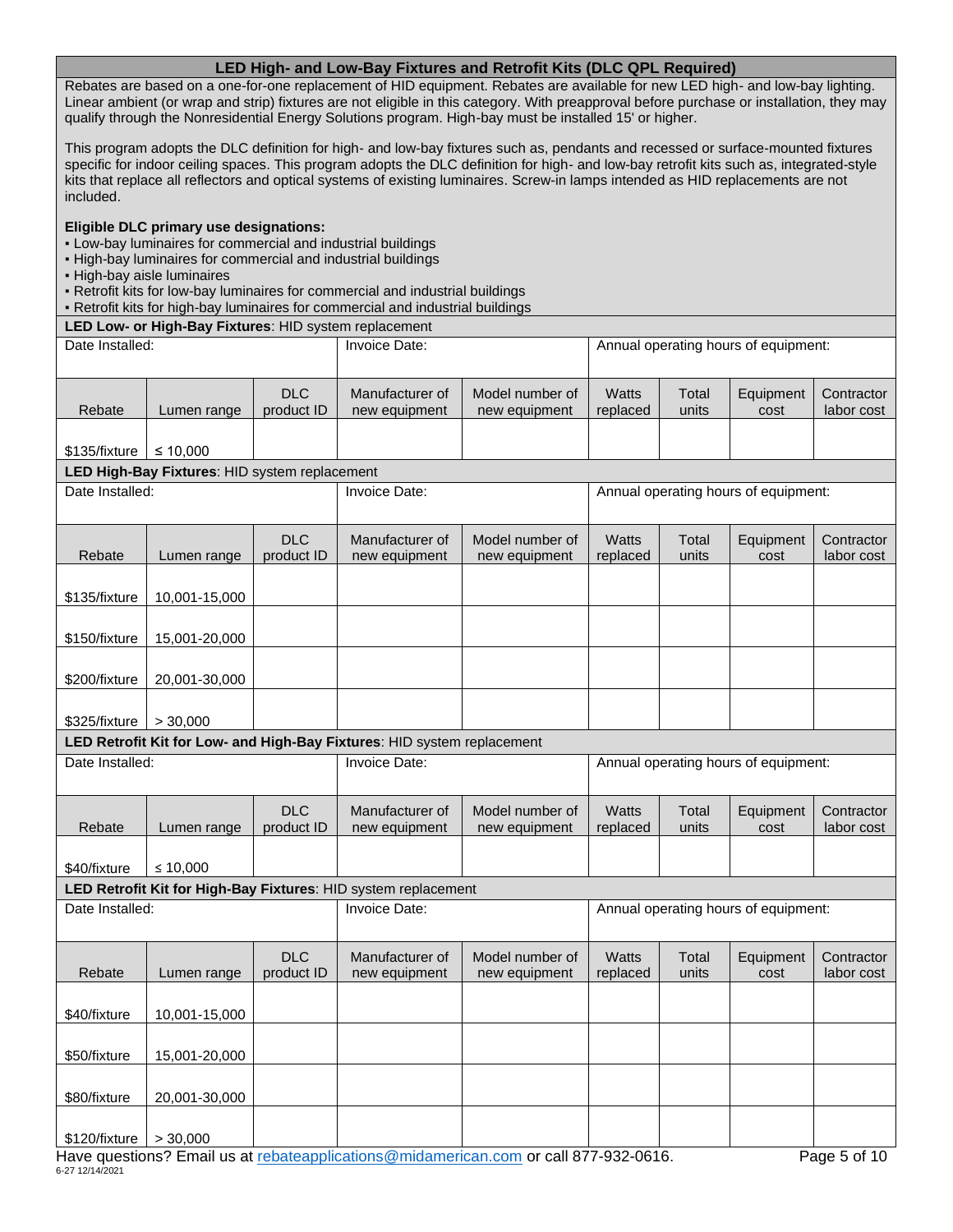## LED High- and Low-Bay Fixtures and Retrofit Kits (DLC QPL Required)

Rebates are based on a one-for-one replacement of HID equipment. Rebates are available for new LED high- and low-bay lighting. Linear ambient (or wrap and strip) fixtures are not eligible in this category. With preapproval before purchase or installation, they may qualify through the Nonresidential Energy Solutions program. High-bay must be installed 15' or higher.

This program adopts the DLC definition for high- and low-bay fixtures such as, pendants and recessed or surface-mounted fixtures specific for indoor ceiling spaces. This program adopts the DLC definition for high- and low-bay retrofit kits such as, integrated-style kits that replace all reflectors and optical systems of existing luminaires. Screw-in lamps intended as HID replacements are not included.

**Eligible DLC primary use designations:**

- Low-bay luminaires for commercial and industrial buildings
- High-bay luminaires for commercial and industrial buildings
- High-bay aisle luminaires
- Retrofit kits for low-bay luminaires for commercial and industrial buildings
- Retrofit kits for high-bay luminaires for commercial and industrial buildings

**LED Low- or High-Bay Fixtures**: HID system replacement

Date Installed: | Invoice Date: | Annual operating hours of equipment:

| Rebate | Lumen range | DLC product ID | Manufacturer of new equipment | Model number of new equipment | Watts replaced | Total units | Equipment cost | Contractor labor cost |
|---|---|---|---|---|---|---|---|---|
| $135/fixture | ≤ 10,000 | | | | | | | |

**LED High-Bay Fixtures**: HID system replacement

Date Installed: | Invoice Date: | Annual operating hours of equipment:

| Rebate | Lumen range | DLC product ID | Manufacturer of new equipment | Model number of new equipment | Watts replaced | Total units | Equipment cost | Contractor labor cost |
|---|---|---|---|---|---|---|---|---|
| $135/fixture | 10,001-15,000 | | | | | | | |
| $150/fixture | 15,001-20,000 | | | | | | | |
| $200/fixture | 20,001-30,000 | | | | | | | |
| $325/fixture | > 30,000 | | | | | | | |

**LED Retrofit Kit for Low- and High-Bay Fixtures**: HID system replacement

Date Installed: | Invoice Date: | Annual operating hours of equipment:

| Rebate | Lumen range | DLC product ID | Manufacturer of new equipment | Model number of new equipment | Watts replaced | Total units | Equipment cost | Contractor labor cost |
|---|---|---|---|---|---|---|---|---|
| $40/fixture | ≤ 10,000 | | | | | | | |

**LED Retrofit Kit for High-Bay Fixtures**: HID system replacement

Date Installed: | Invoice Date: | Annual operating hours of equipment:

| Rebate | Lumen range | DLC product ID | Manufacturer of new equipment | Model number of new equipment | Watts replaced | Total units | Equipment cost | Contractor labor cost |
|---|---|---|---|---|---|---|---|---|
| $40/fixture | 10,001-15,000 | | | | | | | |
| $50/fixture | 15,001-20,000 | | | | | | | |
| $80/fixture | 20,001-30,000 | | | | | | | |
| $120/fixture | > 30,000 | | | | | | | |

Have questions? Email us at rebateapplications@midamerican.com or call 877-932-0616.

6-27 12/14/2021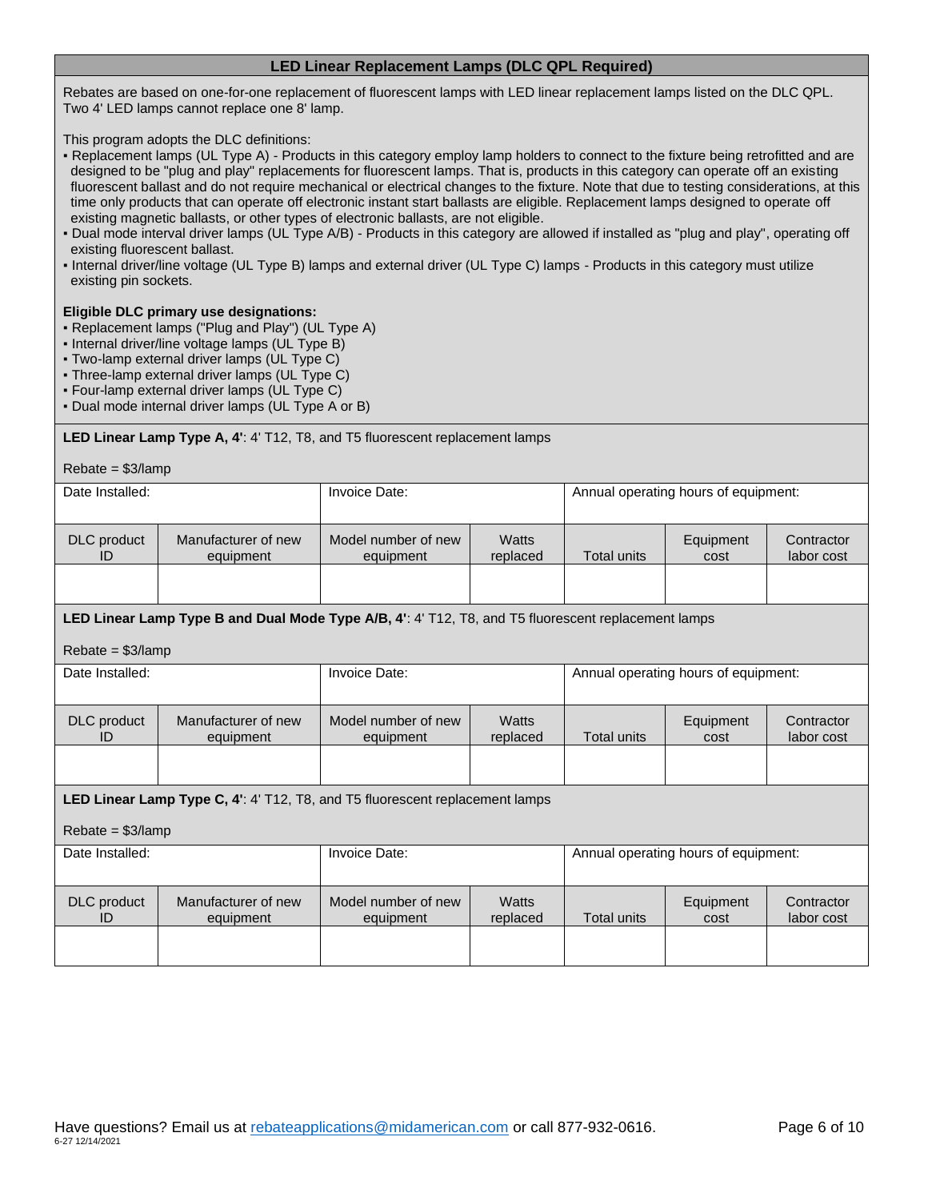## LED Linear Replacement Lamps (DLC QPL Required)

Rebates are based on one-for-one replacement of fluorescent lamps with LED linear replacement lamps listed on the DLC QPL. Two 4' LED lamps cannot replace one 8' lamp.

This program adopts the DLC definitions:

- Replacement lamps (UL Type A) - Products in this category employ lamp holders to connect to the fixture being retrofitted and are designed to be "plug and play" replacements for fluorescent lamps. That is, products in this category can operate off an existing fluorescent ballast and do not require mechanical or electrical changes to the fixture. Note that due to testing considerations, at this time only products that can operate off electronic instant start ballasts are eligible. Replacement lamps designed to operate off existing magnetic ballasts, or other types of electronic ballasts, are not eligible.
- Dual mode interval driver lamps (UL Type A/B) - Products in this category are allowed if installed as "plug and play", operating off existing fluorescent ballast.
- Internal driver/line voltage (UL Type B) lamps and external driver (UL Type C) lamps - Products in this category must utilize existing pin sockets.

**Eligible DLC primary use designations:**

- Replacement lamps ("Plug and Play") (UL Type A)
- Internal driver/line voltage lamps (UL Type B)
- Two-lamp external driver lamps (UL Type C)
- Three-lamp external driver lamps (UL Type C)
- Four-lamp external driver lamps (UL Type C)
- Dual mode internal driver lamps (UL Type A or B)

**LED Linear Lamp Type A, 4'**: 4' T12, T8, and T5 fluorescent replacement lamps

Rebate = $3/lamp

| Date Installed: | | Invoice Date: | | Annual operating hours of equipment: | | |
|---|---|---|---|---|---|---|
| DLC product ID | Manufacturer of new equipment | Model number of new equipment | Watts replaced | Total units | Equipment cost | Contractor labor cost |
| | | | | | | |

**LED Linear Lamp Type B and Dual Mode Type A/B, 4'**: 4' T12, T8, and T5 fluorescent replacement lamps

Rebate = $3/lamp

| Date Installed: | | Invoice Date: | | Annual operating hours of equipment: | | |
|---|---|---|---|---|---|---|
| DLC product ID | Manufacturer of new equipment | Model number of new equipment | Watts replaced | Total units | Equipment cost | Contractor labor cost |
| | | | | | | |

**LED Linear Lamp Type C, 4'**: 4' T12, T8, and T5 fluorescent replacement lamps

Rebate = $3/lamp

| Date Installed: | | Invoice Date: | | Annual operating hours of equipment: | | |
|---|---|---|---|---|---|---|
| DLC product ID | Manufacturer of new equipment | Model number of new equipment | Watts replaced | Total units | Equipment cost | Contractor labor cost |
| | | | | | | |

Have questions? Email us at rebateapplications@midamerican.com or call 877-932-0616.

6-27 12/14/2021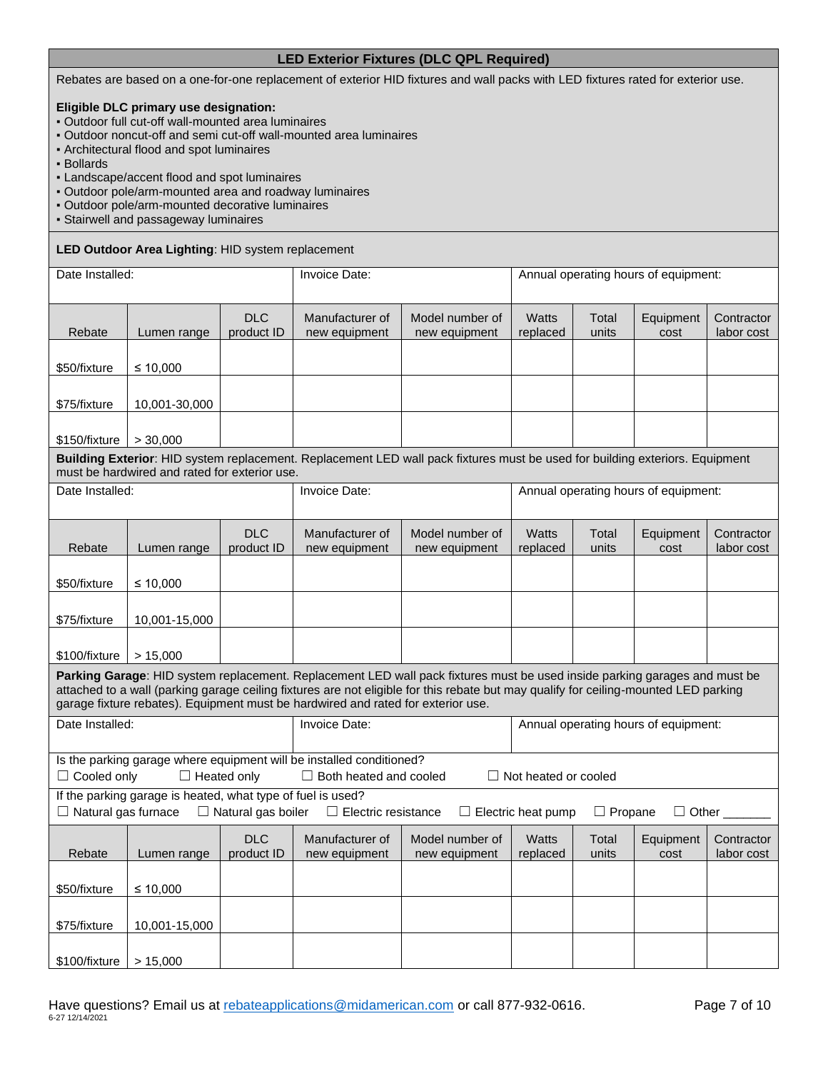## LED Exterior Fixtures (DLC QPL Required)

Rebates are based on a one-for-one replacement of exterior HID fixtures and wall packs with LED fixtures rated for exterior use.

**Eligible DLC primary use designation:**

- Outdoor full cut-off wall-mounted area luminaires
- Outdoor noncut-off and semi cut-off wall-mounted area luminaires
- Architectural flood and spot luminaires
- Bollards
- Landscape/accent flood and spot luminaires
- Outdoor pole/arm-mounted area and roadway luminaires
- Outdoor pole/arm-mounted decorative luminaires
- Stairwell and passageway luminaires

**LED Outdoor Area Lighting**: HID system replacement

Date Installed: | Invoice Date: | Annual operating hours of equipment:

| Rebate | Lumen range | DLC product ID | Manufacturer of new equipment | Model number of new equipment | Watts replaced | Total units | Equipment cost | Contractor labor cost |
|---|---|---|---|---|---|---|---|---|
| $50/fixture | ≤ 10,000 | | | | | | | |
| $75/fixture | 10,001-30,000 | | | | | | | |
| $150/fixture | > 30,000 | | | | | | | |

**Building Exterior**: HID system replacement. Replacement LED wall pack fixtures must be used for building exteriors. Equipment must be hardwired and rated for exterior use.

Date Installed: | Invoice Date: | Annual operating hours of equipment:

| Rebate | Lumen range | DLC product ID | Manufacturer of new equipment | Model number of new equipment | Watts replaced | Total units | Equipment cost | Contractor labor cost |
|---|---|---|---|---|---|---|---|---|
| $50/fixture | ≤ 10,000 | | | | | | | |
| $75/fixture | 10,001-15,000 | | | | | | | |
| $100/fixture | > 15,000 | | | | | | | |

**Parking Garage**: HID system replacement. Replacement LED wall pack fixtures must be used inside parking garages and must be attached to a wall (parking garage ceiling fixtures are not eligible for this rebate but may qualify for ceiling-mounted LED parking garage fixture rebates). Equipment must be hardwired and rated for exterior use.

Date Installed: | Invoice Date: | Annual operating hours of equipment:

Is the parking garage where equipment will be installed conditioned?
☐ Cooled only ☐ Heated only ☐ Both heated and cooled ☐ Not heated or cooled

If the parking garage is heated, what type of fuel is used?
☐ Natural gas furnace ☐ Natural gas boiler ☐ Electric resistance ☐ Electric heat pump ☐ Propane ☐ Other _______

| Rebate | Lumen range | DLC product ID | Manufacturer of new equipment | Model number of new equipment | Watts replaced | Total units | Equipment cost | Contractor labor cost |
|---|---|---|---|---|---|---|---|---|
| $50/fixture | ≤ 10,000 | | | | | | | |
| $75/fixture | 10,001-15,000 | | | | | | | |
| $100/fixture | > 15,000 | | | | | | | |

Have questions? Email us at rebateapplications@midamerican.com or call 877-932-0616.

6-27 12/14/2021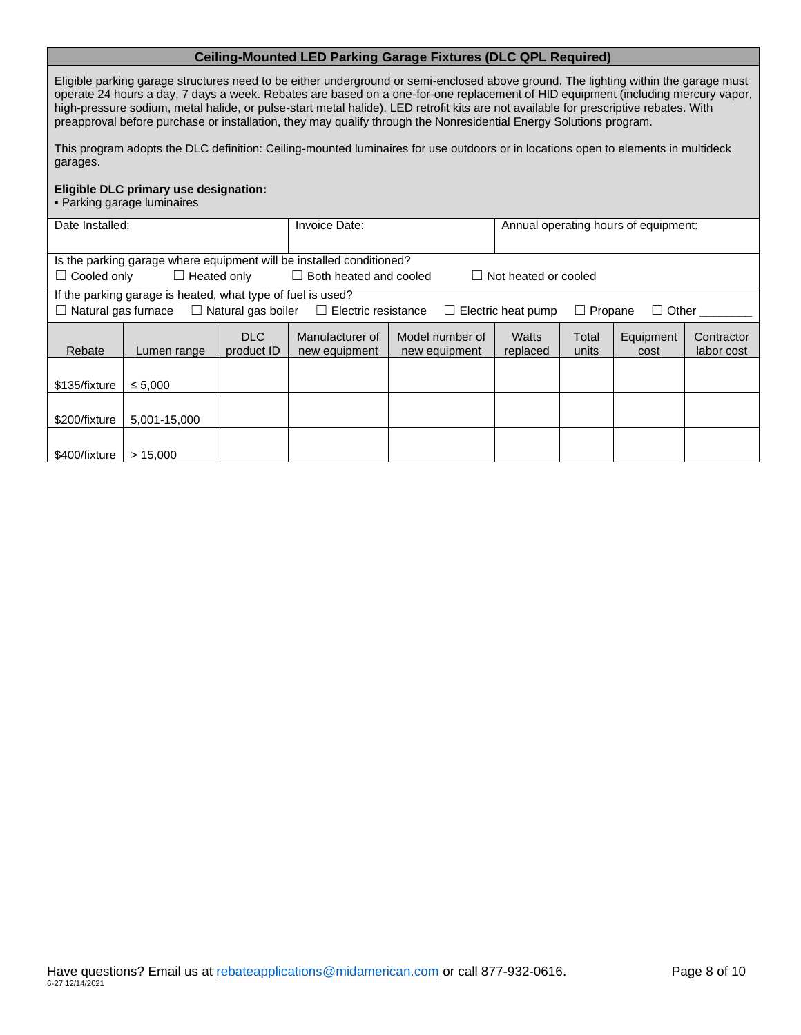## Ceiling-Mounted LED Parking Garage Fixtures (DLC QPL Required)

Eligible parking garage structures need to be either underground or semi-enclosed above ground. The lighting within the garage must operate 24 hours a day, 7 days a week. Rebates are based on a one-for-one replacement of HID equipment (including mercury vapor, high-pressure sodium, metal halide, or pulse-start metal halide). LED retrofit kits are not available for prescriptive rebates. With preapproval before purchase or installation, they may qualify through the Nonresidential Energy Solutions program.

This program adopts the DLC definition: Ceiling-mounted luminaires for use outdoors or in locations open to elements in multideck garages.

**Eligible DLC primary use designation:**

- Parking garage luminaires

| Date Installed: | Invoice Date: | Annual operating hours of equipment: |
|---|---|---|
| | | |

Is the parking garage where equipment will be installed conditioned?

☐ Cooled only ☐ Heated only ☐ Both heated and cooled ☐ Not heated or cooled

If the parking garage is heated, what type of fuel is used?

☐ Natural gas furnace ☐ Natural gas boiler ☐ Electric resistance ☐ Electric heat pump ☐ Propane ☐ Other ________

| Rebate | Lumen range | DLC product ID | Manufacturer of new equipment | Model number of new equipment | Watts replaced | Total units | Equipment cost | Contractor labor cost |
|---|---|---|---|---|---|---|---|---|
| $135/fixture | ≤ 5,000 | | | | | | | |
| $200/fixture | 5,001-15,000 | | | | | | | |
| $400/fixture | > 15,000 | | | | | | | |

Have questions? Email us at rebateapplications@midamerican.com or call 877-932-0616.

6-27 12/14/2021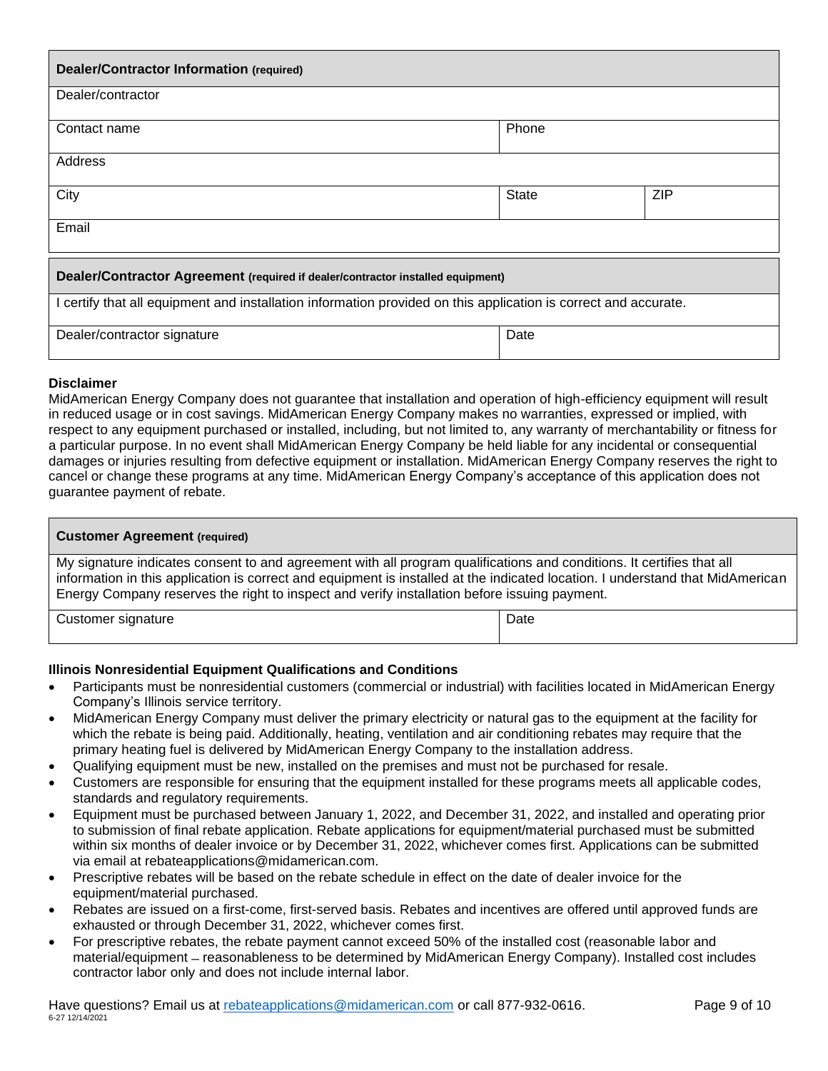| **Dealer/Contractor Information** (required) | | |
|---|---|---|
| Dealer/contractor | | |
| Contact name | Phone | |
| Address | | |
| City | State | ZIP |
| Email | | |

| **Dealer/Contractor Agreement** (required if dealer/contractor installed equipment) | |
|---|---|
| I certify that all equipment and installation information provided on this application is correct and accurate. | |
| Dealer/contractor signature | Date |

**Disclaimer**

MidAmerican Energy Company does not guarantee that installation and operation of high-efficiency equipment will result in reduced usage or in cost savings. MidAmerican Energy Company makes no warranties, expressed or implied, with respect to any equipment purchased or installed, including, but not limited to, any warranty of merchantability or fitness for a particular purpose. In no event shall MidAmerican Energy Company be held liable for any incidental or consequential damages or injuries resulting from defective equipment or installation. MidAmerican Energy Company reserves the right to cancel or change these programs at any time. MidAmerican Energy Company's acceptance of this application does not guarantee payment of rebate.

| **Customer Agreement** (required) | |
|---|---|
| My signature indicates consent to and agreement with all program qualifications and conditions. It certifies that all information in this application is correct and equipment is installed at the indicated location. I understand that MidAmerican Energy Company reserves the right to inspect and verify installation before issuing payment. | |
| Customer signature | Date |

**Illinois Nonresidential Equipment Qualifications and Conditions**

- Participants must be nonresidential customers (commercial or industrial) with facilities located in MidAmerican Energy Company's Illinois service territory.
- MidAmerican Energy Company must deliver the primary electricity or natural gas to the equipment at the facility for which the rebate is being paid. Additionally, heating, ventilation and air conditioning rebates may require that the primary heating fuel is delivered by MidAmerican Energy Company to the installation address.
- Qualifying equipment must be new, installed on the premises and must not be purchased for resale.
- Customers are responsible for ensuring that the equipment installed for these programs meets all applicable codes, standards and regulatory requirements.
- Equipment must be purchased between January 1, 2022, and December 31, 2022, and installed and operating prior to submission of final rebate application. Rebate applications for equipment/material purchased must be submitted within six months of dealer invoice or by December 31, 2022, whichever comes first. Applications can be submitted via email at rebateapplications@midamerican.com.
- Prescriptive rebates will be based on the rebate schedule in effect on the date of dealer invoice for the equipment/material purchased.
- Rebates are issued on a first-come, first-served basis. Rebates and incentives are offered until approved funds are exhausted or through December 31, 2022, whichever comes first.
- For prescriptive rebates, the rebate payment cannot exceed 50% of the installed cost (reasonable labor and material/equipment – reasonableness to be determined by MidAmerican Energy Company). Installed cost includes contractor labor only and does not include internal labor.

Have questions? Email us at rebateapplications@midamerican.com or call 877-932-0616.

6-27 12/14/2021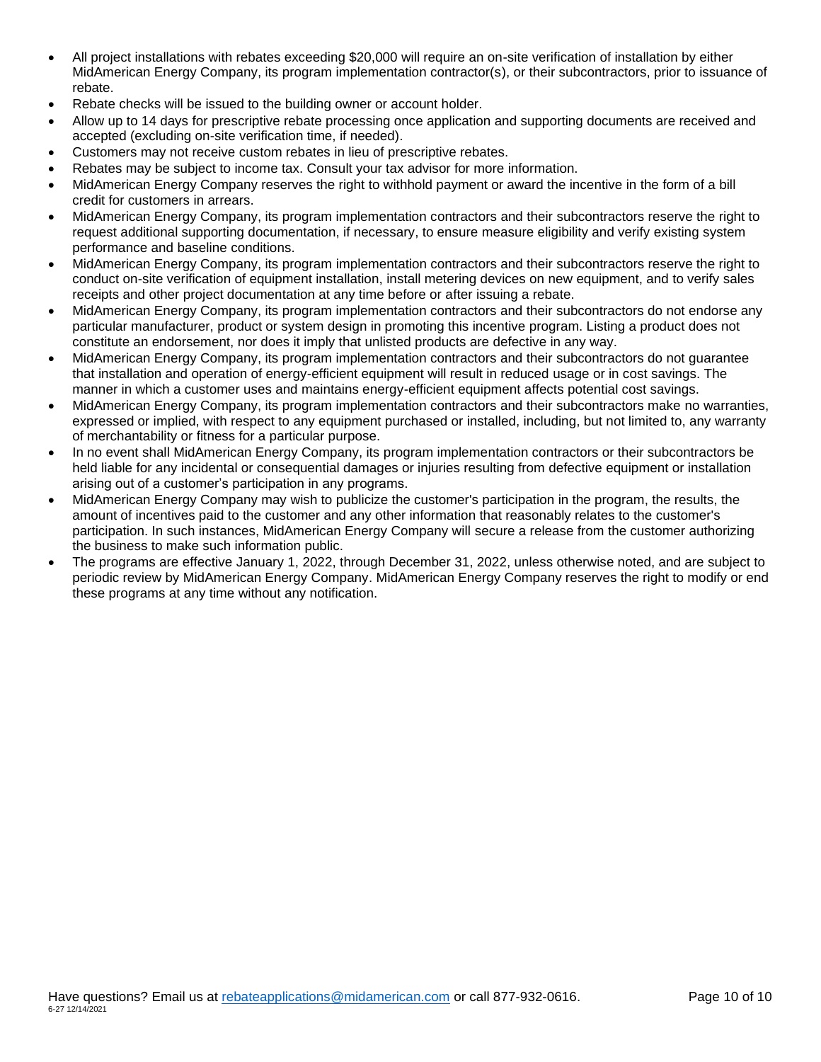- All project installations with rebates exceeding $20,000 will require an on-site verification of installation by either MidAmerican Energy Company, its program implementation contractor(s), or their subcontractors, prior to issuance of rebate.
- Rebate checks will be issued to the building owner or account holder.
- Allow up to 14 days for prescriptive rebate processing once application and supporting documents are received and accepted (excluding on-site verification time, if needed).
- Customers may not receive custom rebates in lieu of prescriptive rebates.
- Rebates may be subject to income tax. Consult your tax advisor for more information.
- MidAmerican Energy Company reserves the right to withhold payment or award the incentive in the form of a bill credit for customers in arrears.
- MidAmerican Energy Company, its program implementation contractors and their subcontractors reserve the right to request additional supporting documentation, if necessary, to ensure measure eligibility and verify existing system performance and baseline conditions.
- MidAmerican Energy Company, its program implementation contractors and their subcontractors reserve the right to conduct on-site verification of equipment installation, install metering devices on new equipment, and to verify sales receipts and other project documentation at any time before or after issuing a rebate.
- MidAmerican Energy Company, its program implementation contractors and their subcontractors do not endorse any particular manufacturer, product or system design in promoting this incentive program. Listing a product does not constitute an endorsement, nor does it imply that unlisted products are defective in any way.
- MidAmerican Energy Company, its program implementation contractors and their subcontractors do not guarantee that installation and operation of energy-efficient equipment will result in reduced usage or in cost savings. The manner in which a customer uses and maintains energy-efficient equipment affects potential cost savings.
- MidAmerican Energy Company, its program implementation contractors and their subcontractors make no warranties, expressed or implied, with respect to any equipment purchased or installed, including, but not limited to, any warranty of merchantability or fitness for a particular purpose.
- In no event shall MidAmerican Energy Company, its program implementation contractors or their subcontractors be held liable for any incidental or consequential damages or injuries resulting from defective equipment or installation arising out of a customer's participation in any programs.
- MidAmerican Energy Company may wish to publicize the customer's participation in the program, the results, the amount of incentives paid to the customer and any other information that reasonably relates to the customer's participation. In such instances, MidAmerican Energy Company will secure a release from the customer authorizing the business to make such information public.
- The programs are effective January 1, 2022, through December 31, 2022, unless otherwise noted, and are subject to periodic review by MidAmerican Energy Company. MidAmerican Energy Company reserves the right to modify or end these programs at any time without any notification.

Have questions? Email us at rebateapplications@midamerican.com or call 877-932-0616.

6-27 12/14/2021